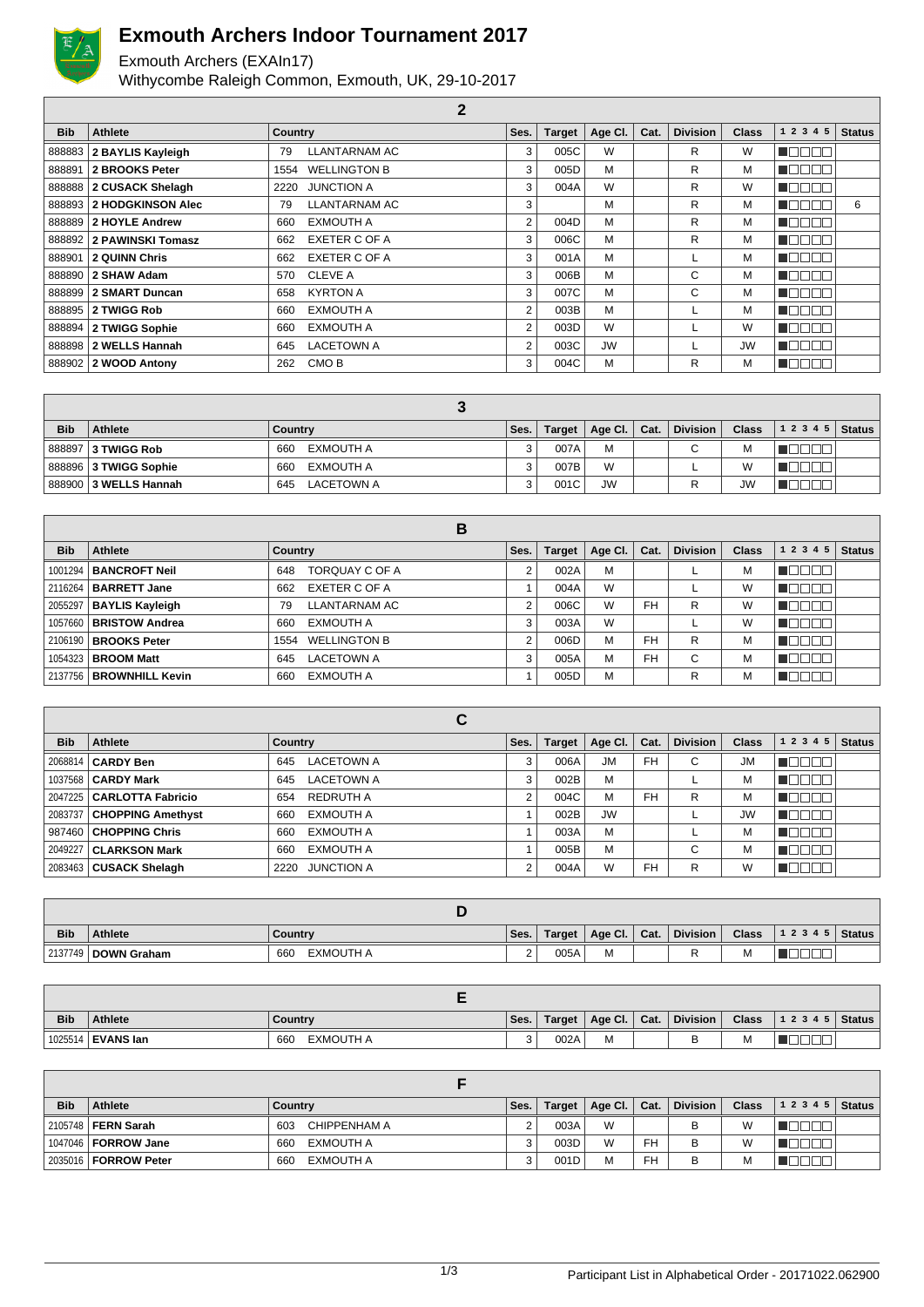# Exmouth Archers Indoor Tournament 2017

Exmouth Archers (EXAIn17)
Withycombe Raleigh Common, Exmouth, UK, 29-10-2017

| 2 | | | | | | | | | | |
|---|---|---|---|---|---|---|---|---|---|---|
| **Bib** | **Athlete** | **Country** | **Ses.** | **Target** | **Age Cl.** | **Cat.** | **Division** | **Class** | **1 2 3 4 5** | **Status** |
| 888883 | **2 BAYLIS Kayleigh** | 79 LLANTARNAM AC | 3 | 005C | W | | R | W | | |
| 888891 | **2 BROOKS Peter** | 1554 WELLINGTON B | 3 | 005D | M | | R | M | | |
| 888888 | **2 CUSACK Shelagh** | 2220 JUNCTION A | 3 | 004A | W | | R | W | | |
| 888893 | **2 HODGKINSON Alec** | 79 LLANTARNAM AC | 3 | | M | | R | M | | 6 |
| 888889 | **2 HOYLE Andrew** | 660 EXMOUTH A | 2 | 004D | M | | R | M | | |
| 888892 | **2 PAWINSKI Tomasz** | 662 EXETER C OF A | 3 | 006C | M | | R | M | | |
| 888901 | **2 QUINN Chris** | 662 EXETER C OF A | 3 | 001A | M | | L | M | | |
| 888890 | **2 SHAW Adam** | 570 CLEVE A | 3 | 006B | M | | C | M | | |
| 888899 | **2 SMART Duncan** | 658 KYRTON A | 3 | 007C | M | | C | M | | |
| 888895 | **2 TWIGG Rob** | 660 EXMOUTH A | 2 | 003B | M | | L | M | | |
| 888894 | **2 TWIGG Sophie** | 660 EXMOUTH A | 2 | 003D | W | | L | W | | |
| 888898 | **2 WELLS Hannah** | 645 LACETOWN A | 2 | 003C | JW | | L | JW | | |
| 888902 | **2 WOOD Antony** | 262 CMO B | 3 | 004C | M | | R | M | | |

| 3 | | | | | | | | | | |
|---|---|---|---|---|---|---|---|---|---|---|
| **Bib** | **Athlete** | **Country** | **Ses.** | **Target** | **Age Cl.** | **Cat.** | **Division** | **Class** | **1 2 3 4 5** | **Status** |
| 888897 | **3 TWIGG Rob** | 660 EXMOUTH A | 3 | 007A | M | | C | M | | |
| 888896 | **3 TWIGG Sophie** | 660 EXMOUTH A | 3 | 007B | W | | L | W | | |
| 888900 | **3 WELLS Hannah** | 645 LACETOWN A | 3 | 001C | JW | | R | JW | | |

| B | | | | | | | | | | |
|---|---|---|---|---|---|---|---|---|---|---|
| **Bib** | **Athlete** | **Country** | **Ses.** | **Target** | **Age Cl.** | **Cat.** | **Division** | **Class** | **1 2 3 4 5** | **Status** |
| 1001294 | **BANCROFT Neil** | 648 TORQUAY C OF A | 2 | 002A | M | | L | M | | |
| 2116264 | **BARRETT Jane** | 662 EXETER C OF A | 1 | 004A | W | | L | W | | |
| 2055297 | **BAYLIS Kayleigh** | 79 LLANTARNAM AC | 2 | 006C | W | FH | R | W | | |
| 1057660 | **BRISTOW Andrea** | 660 EXMOUTH A | 3 | 003A | W | | L | W | | |
| 2106190 | **BROOKS Peter** | 1554 WELLINGTON B | 2 | 006D | M | FH | R | M | | |
| 1054323 | **BROOM Matt** | 645 LACETOWN A | 3 | 005A | M | FH | C | M | | |
| 2137756 | **BROWNHILL Kevin** | 660 EXMOUTH A | 1 | 005D | M | | R | M | | |

| C | | | | | | | | | | |
|---|---|---|---|---|---|---|---|---|---|---|
| **Bib** | **Athlete** | **Country** | **Ses.** | **Target** | **Age Cl.** | **Cat.** | **Division** | **Class** | **1 2 3 4 5** | **Status** |
| 2068814 | **CARDY Ben** | 645 LACETOWN A | 3 | 006A | JM | FH | C | JM | | |
| 1037568 | **CARDY Mark** | 645 LACETOWN A | 3 | 002B | M | | L | M | | |
| 2047225 | **CARLOTTA Fabricio** | 654 REDRUTH A | 2 | 004C | M | FH | R | M | | |
| 2083737 | **CHOPPING Amethyst** | 660 EXMOUTH A | 1 | 002B | JW | | L | JW | | |
| 987460 | **CHOPPING Chris** | 660 EXMOUTH A | 1 | 003A | M | | L | M | | |
| 2049227 | **CLARKSON Mark** | 660 EXMOUTH A | 1 | 005B | M | | C | M | | |
| 2083463 | **CUSACK Shelagh** | 2220 JUNCTION A | 2 | 004A | W | FH | R | W | | |

| D | | | | | | | | | | |
|---|---|---|---|---|---|---|---|---|---|---|
| **Bib** | **Athlete** | **Country** | **Ses.** | **Target** | **Age Cl.** | **Cat.** | **Division** | **Class** | **1 2 3 4 5** | **Status** |
| 2137749 | **DOWN Graham** | 660 EXMOUTH A | 2 | 005A | M | | R | M | | |

| E | | | | | | | | | | |
|---|---|---|---|---|---|---|---|---|---|---|
| **Bib** | **Athlete** | **Country** | **Ses.** | **Target** | **Age Cl.** | **Cat.** | **Division** | **Class** | **1 2 3 4 5** | **Status** |
| 1025514 | **EVANS Ian** | 660 EXMOUTH A | 3 | 002A | M | | B | M | | |

| F | | | | | | | | | | |
|---|---|---|---|---|---|---|---|---|---|---|
| **Bib** | **Athlete** | **Country** | **Ses.** | **Target** | **Age Cl.** | **Cat.** | **Division** | **Class** | **1 2 3 4 5** | **Status** |
| 2105748 | **FERN Sarah** | 603 CHIPPENHAM A | 2 | 003A | W | | B | W | | |
| 1047046 | **FORROW Jane** | 660 EXMOUTH A | 3 | 003D | W | FH | B | W | | |
| 2035016 | **FORROW Peter** | 660 EXMOUTH A | 3 | 001D | M | FH | B | M | | |

Participant List in Alphabetical Order - 20171022.062900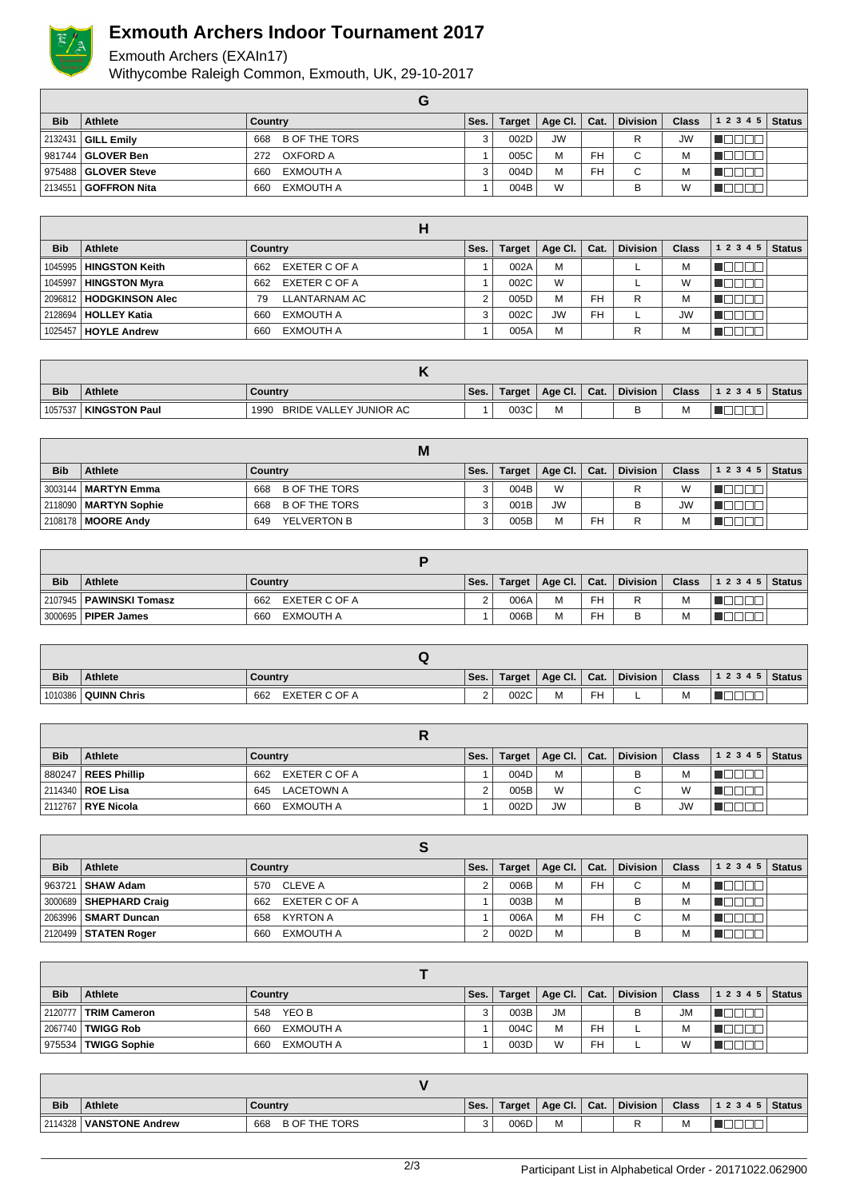# Exmouth Archers Indoor Tournament 2017

Exmouth Archers (EXAIn17)
Withycombe Raleigh Common, Exmouth, UK, 29-10-2017

## G

| Bib | Athlete | Country | Ses. | Target | Age Cl. | Cat. | Division | Class | 1 2 3 4 5 | Status |
|---|---|---|---|---|---|---|---|---|---|---|
| 2132431 | **GILL Emily** | 668 B OF THE TORS | 3 | 002D | JW | | R | JW | | |
| 981744 | **GLOVER Ben** | 272 OXFORD A | 1 | 005C | M | FH | C | M | | |
| 975488 | **GLOVER Steve** | 660 EXMOUTH A | 3 | 004D | M | FH | C | M | | |
| 2134551 | **GOFFRON Nita** | 660 EXMOUTH A | 1 | 004B | W | | B | W | | |

## H

| Bib | Athlete | Country | Ses. | Target | Age Cl. | Cat. | Division | Class | 1 2 3 4 5 | Status |
|---|---|---|---|---|---|---|---|---|---|---|
| 1045995 | **HINGSTON Keith** | 662 EXETER C OF A | 1 | 002A | M | | L | M | | |
| 1045997 | **HINGSTON Myra** | 662 EXETER C OF A | 1 | 002C | W | | L | W | | |
| 2096812 | **HODGKINSON Alec** | 79 LLANTARNAM AC | 2 | 005D | M | FH | R | M | | |
| 2128694 | **HOLLEY Katia** | 660 EXMOUTH A | 3 | 002C | JW | FH | L | JW | | |
| 1025457 | **HOYLE Andrew** | 660 EXMOUTH A | 1 | 005A | M | | R | M | | |

## K

| Bib | Athlete | Country | Ses. | Target | Age Cl. | Cat. | Division | Class | 1 2 3 4 5 | Status |
|---|---|---|---|---|---|---|---|---|---|---|
| 1057537 | **KINGSTON Paul** | 1990 BRIDE VALLEY JUNIOR AC | 1 | 003C | M | | B | M | | |

## M

| Bib | Athlete | Country | Ses. | Target | Age Cl. | Cat. | Division | Class | 1 2 3 4 5 | Status |
|---|---|---|---|---|---|---|---|---|---|---|
| 3003144 | **MARTYN Emma** | 668 B OF THE TORS | 3 | 004B | W | | R | W | | |
| 2118090 | **MARTYN Sophie** | 668 B OF THE TORS | 3 | 001B | JW | | B | JW | | |
| 2108178 | **MOORE Andy** | 649 YELVERTON B | 3 | 005B | M | FH | R | M | | |

## P

| Bib | Athlete | Country | Ses. | Target | Age Cl. | Cat. | Division | Class | 1 2 3 4 5 | Status |
|---|---|---|---|---|---|---|---|---|---|---|
| 2107945 | **PAWINSKI Tomasz** | 662 EXETER C OF A | 2 | 006A | M | FH | R | M | | |
| 3000695 | **PIPER James** | 660 EXMOUTH A | 1 | 006B | M | FH | B | M | | |

## Q

| Bib | Athlete | Country | Ses. | Target | Age Cl. | Cat. | Division | Class | 1 2 3 4 5 | Status |
|---|---|---|---|---|---|---|---|---|---|---|
| 1010386 | **QUINN Chris** | 662 EXETER C OF A | 2 | 002C | M | FH | L | M | | |

## R

| Bib | Athlete | Country | Ses. | Target | Age Cl. | Cat. | Division | Class | 1 2 3 4 5 | Status |
|---|---|---|---|---|---|---|---|---|---|---|
| 880247 | **REES Phillip** | 662 EXETER C OF A | 1 | 004D | M | | B | M | | |
| 2114340 | **ROE Lisa** | 645 LACETOWN A | 2 | 005B | W | | C | W | | |
| 2112767 | **RYE Nicola** | 660 EXMOUTH A | 1 | 002D | JW | | B | JW | | |

## S

| Bib | Athlete | Country | Ses. | Target | Age Cl. | Cat. | Division | Class | 1 2 3 4 5 | Status |
|---|---|---|---|---|---|---|---|---|---|---|
| 963721 | **SHAW Adam** | 570 CLEVE A | 2 | 006B | M | FH | C | M | | |
| 3000689 | **SHEPHARD Craig** | 662 EXETER C OF A | 1 | 003B | M | | B | M | | |
| 2063996 | **SMART Duncan** | 658 KYRTON A | 1 | 006A | M | FH | C | M | | |
| 2120499 | **STATEN Roger** | 660 EXMOUTH A | 2 | 002D | M | | B | M | | |

## T

| Bib | Athlete | Country | Ses. | Target | Age Cl. | Cat. | Division | Class | 1 2 3 4 5 | Status |
|---|---|---|---|---|---|---|---|---|---|---|
| 2120777 | **TRIM Cameron** | 548 YEO B | 3 | 003B | JM | | B | JM | | |
| 2067740 | **TWIGG Rob** | 660 EXMOUTH A | 1 | 004C | M | FH | L | M | | |
| 975534 | **TWIGG Sophie** | 660 EXMOUTH A | 1 | 003D | W | FH | L | W | | |

## V

| Bib | Athlete | Country | Ses. | Target | Age Cl. | Cat. | Division | Class | 1 2 3 4 5 | Status |
|---|---|---|---|---|---|---|---|---|---|---|
| 2114328 | **VANSTONE Andrew** | 668 B OF THE TORS | 3 | 006D | M | | R | M | | |

Participant List in Alphabetical Order - 20171022.062900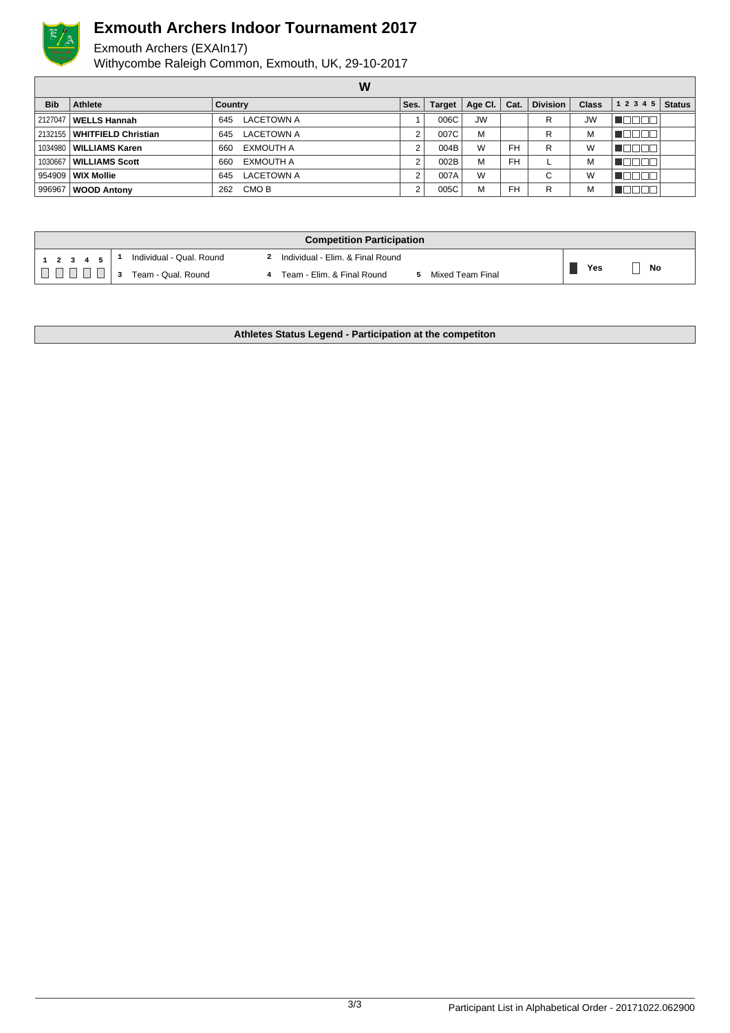# Exmouth Archers Indoor Tournament 2017

Exmouth Archers (EXAIn17)
Withycombe Raleigh Common, Exmouth, UK, 29-10-2017

| W | | | | | | | | | | | |
|---|---|---|---|---|---|---|---|---|---|---|---|
| **Bib** | **Athlete** | **Country** | **Ses.** | **Target** | **Age Cl.** | **Cat.** | **Division** | **Class** | **1 2 3 4 5** | **Status** |
| 2127047 | **WELLS Hannah** | 645 LACETOWN A | 1 | 006C | JW | | R | JW | ■□□□□ | |
| 2132155 | **WHITFIELD Christian** | 645 LACETOWN A | 2 | 007C | M | | R | M | ■□□□□ | |
| 1034980 | **WILLIAMS Karen** | 660 EXMOUTH A | 2 | 004B | W | FH | R | W | ■□□□□ | |
| 1030667 | **WILLIAMS Scott** | 660 EXMOUTH A | 2 | 002B | M | FH | L | M | ■□□□□ | |
| 954909 | **WIX Mollie** | 645 LACETOWN A | 2 | 007A | W | | C | W | ■□□□□ | |
| 996967 | **WOOD Antony** | 262 CMO B | 2 | 005C | M | FH | R | M | ■□□□□ | |

**Competition Participation**

1 2 3 4 5

1 Individual - Qual. Round
2 Individual - Elim. & Final Round
3 Team - Qual. Round
4 Team - Elim. & Final Round
5 Mixed Team Final

■ Yes □ No

**Athletes Status Legend - Participation at the competiton**

Participant List in Alphabetical Order - 20171022.062900